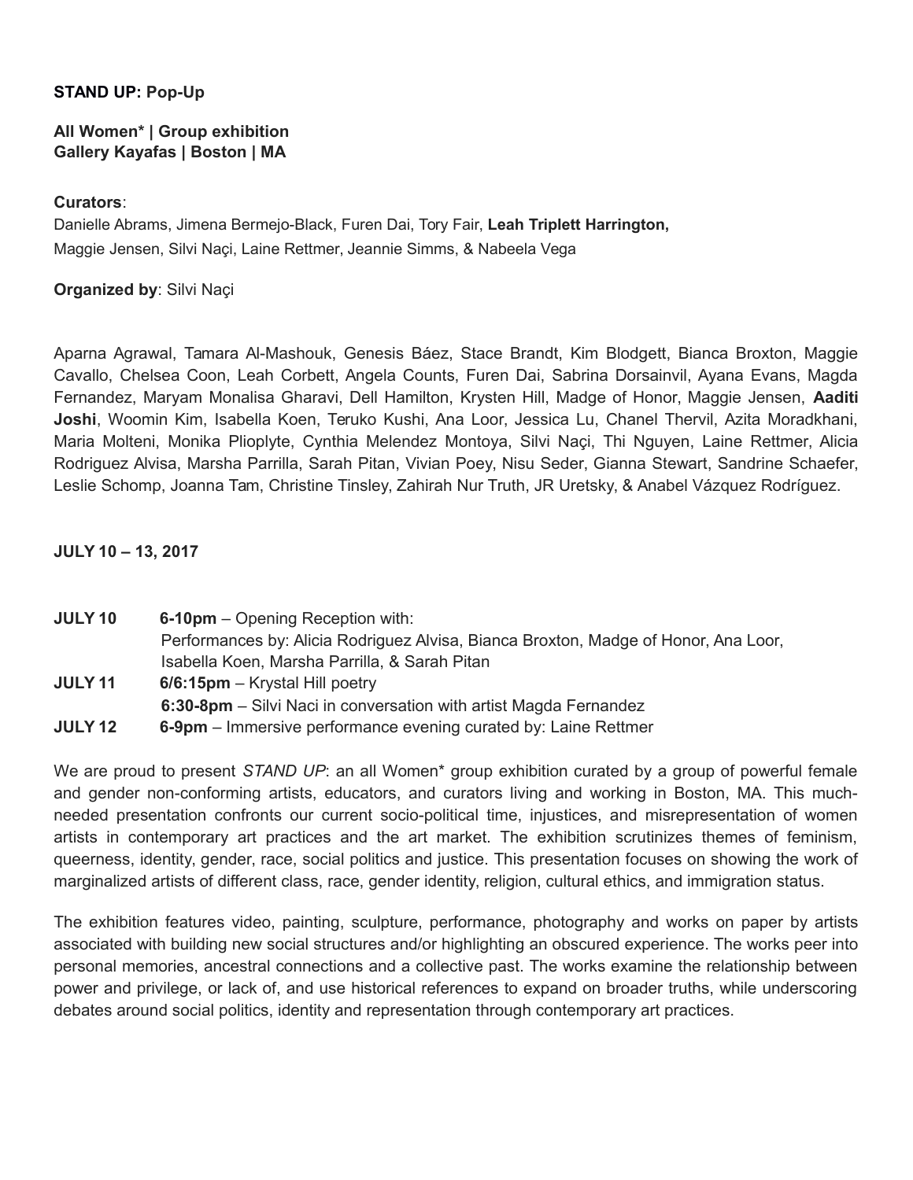**STAND UP: Pop-Up**

**All Women* | Group exhibition**
**Gallery Kayafas | Boston | MA**

**Curators**:
Danielle Abrams, Jimena Bermejo-Black, Furen Dai, Tory Fair, **Leah Triplett Harrington,** Maggie Jensen, Silvi Naçi, Laine Rettmer, Jeannie Simms, & Nabeela Vega

**Organized by**: Silvi Naçi

Aparna Agrawal, Tamara Al-Mashouk, Genesis Báez, Stace Brandt, Kim Blodgett, Bianca Broxton, Maggie Cavallo, Chelsea Coon, Leah Corbett, Angela Counts, Furen Dai, Sabrina Dorsainvil, Ayana Evans, Magda Fernandez, Maryam Monalisa Gharavi, Dell Hamilton, Krysten Hill, Madge of Honor, Maggie Jensen, **Aaditi Joshi**, Woomin Kim, Isabella Koen, Teruko Kushi, Ana Loor, Jessica Lu, Chanel Thervil, Azita Moradkhani, Maria Molteni, Monika Plioplyte, Cynthia Melendez Montoya, Silvi Naçi, Thi Nguyen, Laine Rettmer, Alicia Rodriguez Alvisa, Marsha Parrilla, Sarah Pitan, Vivian Poey, Nisu Seder, Gianna Stewart, Sandrine Schaefer, Leslie Schomp, Joanna Tam, Christine Tinsley, Zahirah Nur Truth, JR Uretsky, & Anabel Vázquez Rodríguez.

**JULY 10 – 13, 2017**

**JULY 10** **6-10pm** – Opening Reception with:
Performances by: Alicia Rodriguez Alvisa, Bianca Broxton, Madge of Honor, Ana Loor, Isabella Koen, Marsha Parrilla, & Sarah Pitan

**JULY 11** **6/6:15pm** – Krystal Hill poetry
**6:30-8pm** – Silvi Naci in conversation with artist Magda Fernandez

**JULY 12** **6-9pm** – Immersive performance evening curated by: Laine Rettmer

We are proud to present *STAND UP*: an all Women* group exhibition curated by a group of powerful female and gender non-conforming artists, educators, and curators living and working in Boston, MA. This much-needed presentation confronts our current socio-political time, injustices, and misrepresentation of women artists in contemporary art practices and the art market. The exhibition scrutinizes themes of feminism, queerness, identity, gender, race, social politics and justice. This presentation focuses on showing the work of marginalized artists of different class, race, gender identity, religion, cultural ethics, and immigration status.

The exhibition features video, painting, sculpture, performance, photography and works on paper by artists associated with building new social structures and/or highlighting an obscured experience. The works peer into personal memories, ancestral connections and a collective past. The works examine the relationship between power and privilege, or lack of, and use historical references to expand on broader truths, while underscoring debates around social politics, identity and representation through contemporary art practices.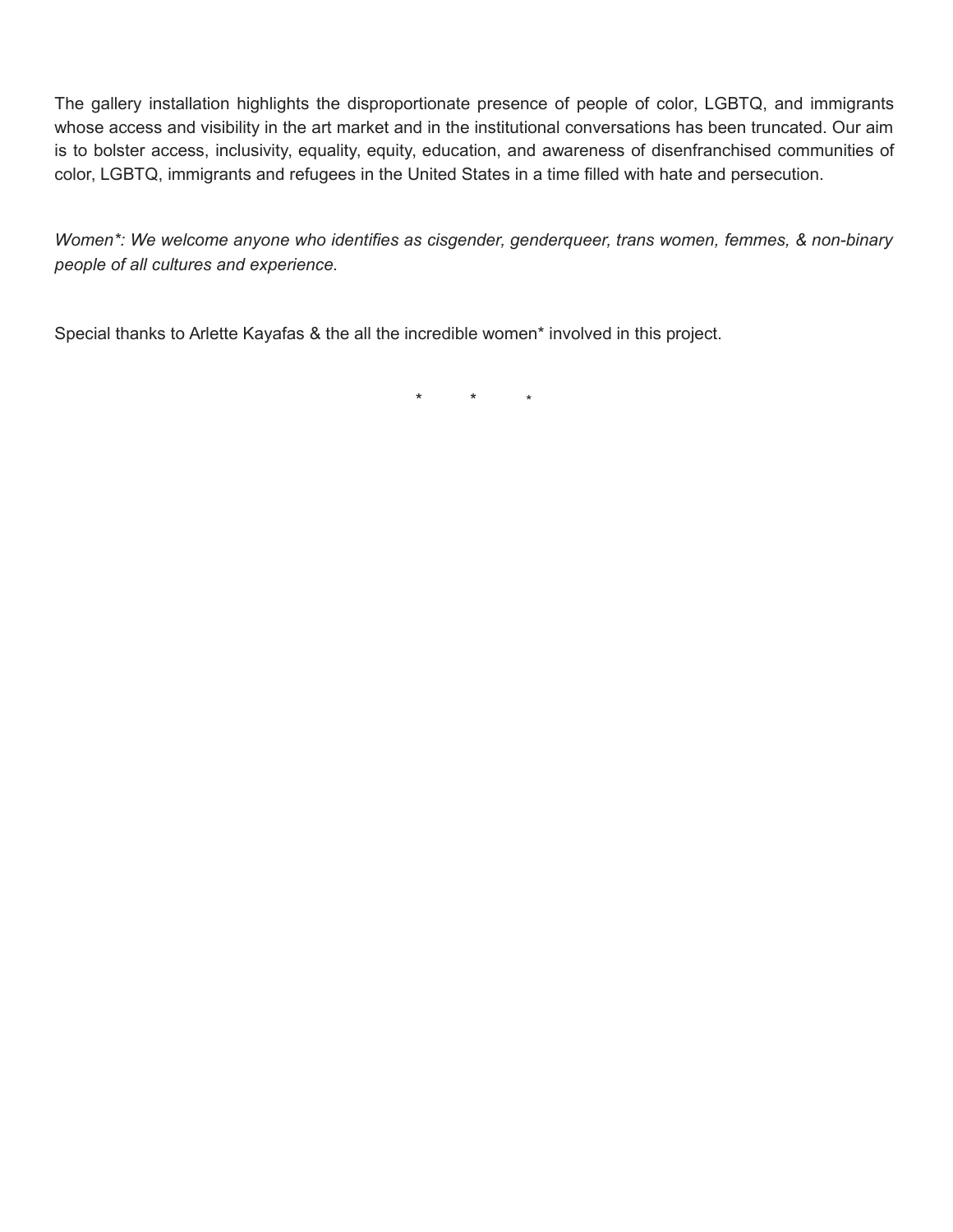The gallery installation highlights the disproportionate presence of people of color, LGBTQ, and immigrants whose access and visibility in the art market and in the institutional conversations has been truncated. Our aim is to bolster access, inclusivity, equality, equity, education, and awareness of disenfranchised communities of color, LGBTQ, immigrants and refugees in the United States in a time filled with hate and persecution.

*Women*: We welcome anyone who identifies as cisgender, genderqueer, trans women, femmes, & non-binary people of all cultures and experience.*

Special thanks to Arlette Kayafas & the all the incredible women* involved in this project.

\*       \*       \*